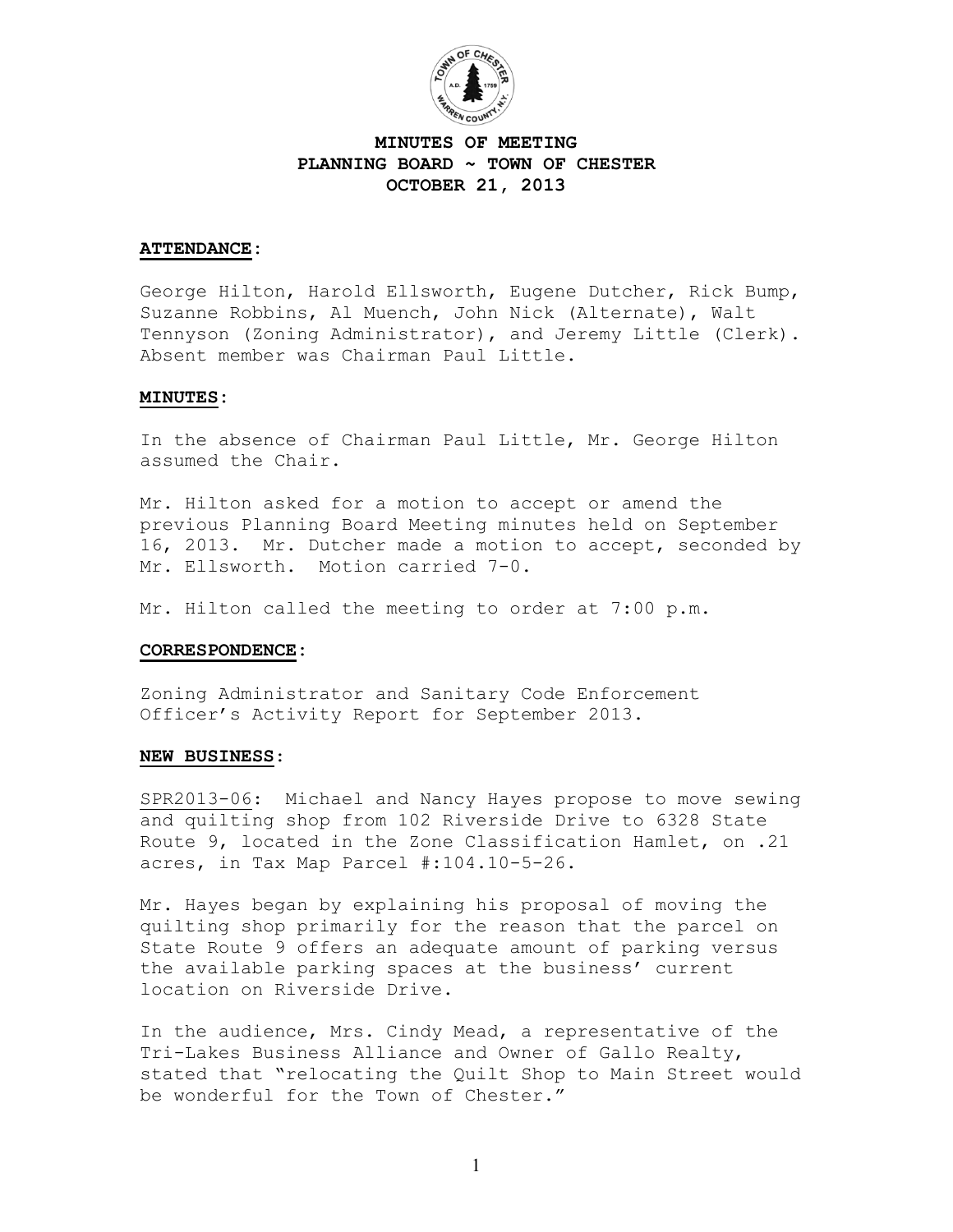# MINUTES OF MEETING
# PLANNING BOARD ~ TOWN OF CHESTER
# OCTOBER 21, 2013

## ATTENDANCE:

George Hilton, Harold Ellsworth, Eugene Dutcher, Rick Bump, Suzanne Robbins, Al Muench, John Nick (Alternate), Walt Tennyson (Zoning Administrator), and Jeremy Little (Clerk). Absent member was Chairman Paul Little.

## MINUTES:

In the absence of Chairman Paul Little, Mr. George Hilton assumed the Chair.

Mr. Hilton asked for a motion to accept or amend the previous Planning Board Meeting minutes held on September 16, 2013. Mr. Dutcher made a motion to accept, seconded by Mr. Ellsworth. Motion carried 7-0.

Mr. Hilton called the meeting to order at 7:00 p.m.

## CORRESPONDENCE:

Zoning Administrator and Sanitary Code Enforcement Officer's Activity Report for September 2013.

## NEW BUSINESS:

SPR2013-06: Michael and Nancy Hayes propose to move sewing and quilting shop from 102 Riverside Drive to 6328 State Route 9, located in the Zone Classification Hamlet, on .21 acres, in Tax Map Parcel #:104.10-5-26.

Mr. Hayes began by explaining his proposal of moving the quilting shop primarily for the reason that the parcel on State Route 9 offers an adequate amount of parking versus the available parking spaces at the business' current location on Riverside Drive.

In the audience, Mrs. Cindy Mead, a representative of the Tri-Lakes Business Alliance and Owner of Gallo Realty, stated that "relocating the Quilt Shop to Main Street would be wonderful for the Town of Chester."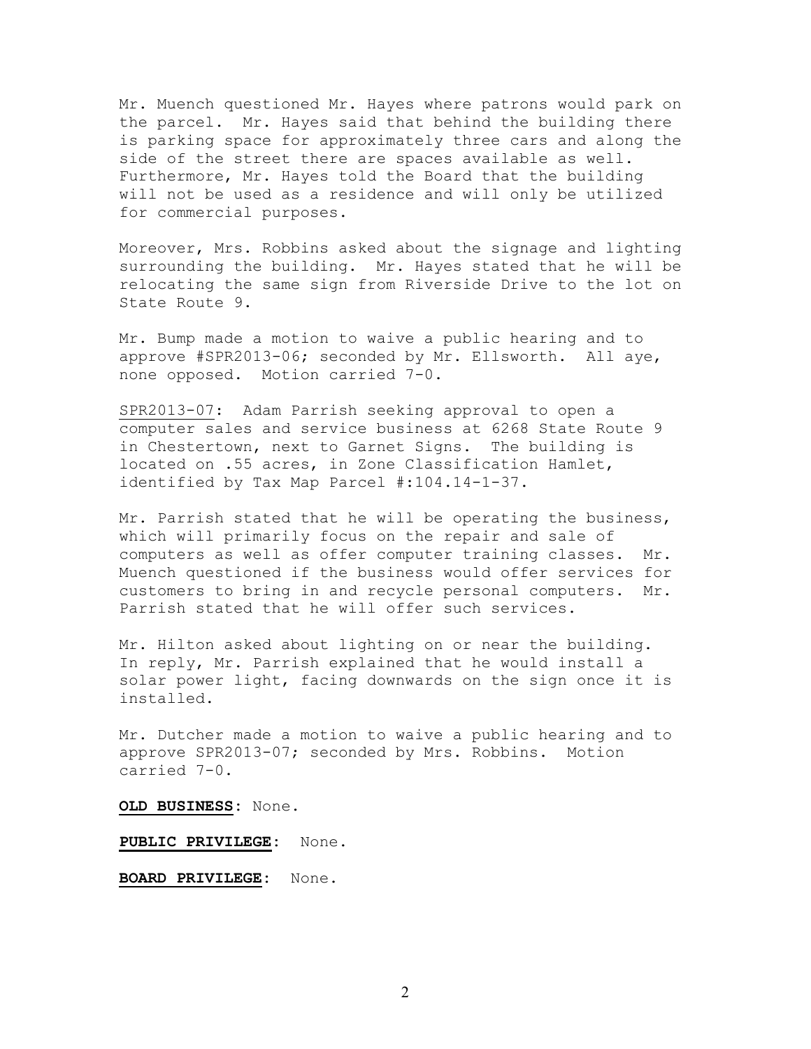Mr. Muench questioned Mr. Hayes where patrons would park on the parcel. Mr. Hayes said that behind the building there is parking space for approximately three cars and along the side of the street there are spaces available as well. Furthermore, Mr. Hayes told the Board that the building will not be used as a residence and will only be utilized for commercial purposes.

Moreover, Mrs. Robbins asked about the signage and lighting surrounding the building. Mr. Hayes stated that he will be relocating the same sign from Riverside Drive to the lot on State Route 9.

Mr. Bump made a motion to waive a public hearing and to approve #SPR2013-06; seconded by Mr. Ellsworth. All aye, none opposed. Motion carried 7-0.

<u>SPR2013-07</u>: Adam Parrish seeking approval to open a computer sales and service business at 6268 State Route 9 in Chestertown, next to Garnet Signs. The building is located on .55 acres, in Zone Classification Hamlet, identified by Tax Map Parcel #:104.14-1-37.

Mr. Parrish stated that he will be operating the business, which will primarily focus on the repair and sale of computers as well as offer computer training classes. Mr. Muench questioned if the business would offer services for customers to bring in and recycle personal computers. Mr. Parrish stated that he will offer such services.

Mr. Hilton asked about lighting on or near the building. In reply, Mr. Parrish explained that he would install a solar power light, facing downwards on the sign once it is installed.

Mr. Dutcher made a motion to waive a public hearing and to approve SPR2013-07; seconded by Mrs. Robbins. Motion carried 7-0.

**<u>OLD BUSINESS</u>**: None.

**<u>PUBLIC PRIVILEGE</u>**: None.

**<u>BOARD PRIVILEGE</u>**: None.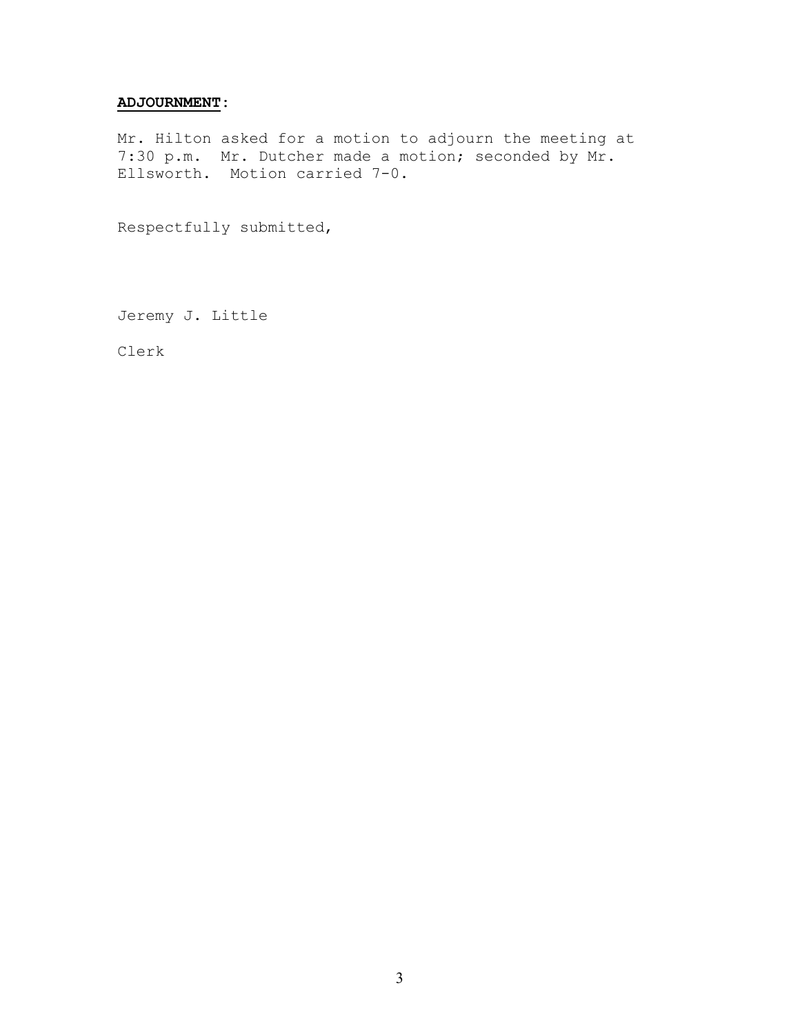**ADJOURNMENT:**

Mr. Hilton asked for a motion to adjourn the meeting at 7:30 p.m. Mr. Dutcher made a motion; seconded by Mr. Ellsworth. Motion carried 7-0.

Respectfully submitted,

Jeremy J. Little

Clerk